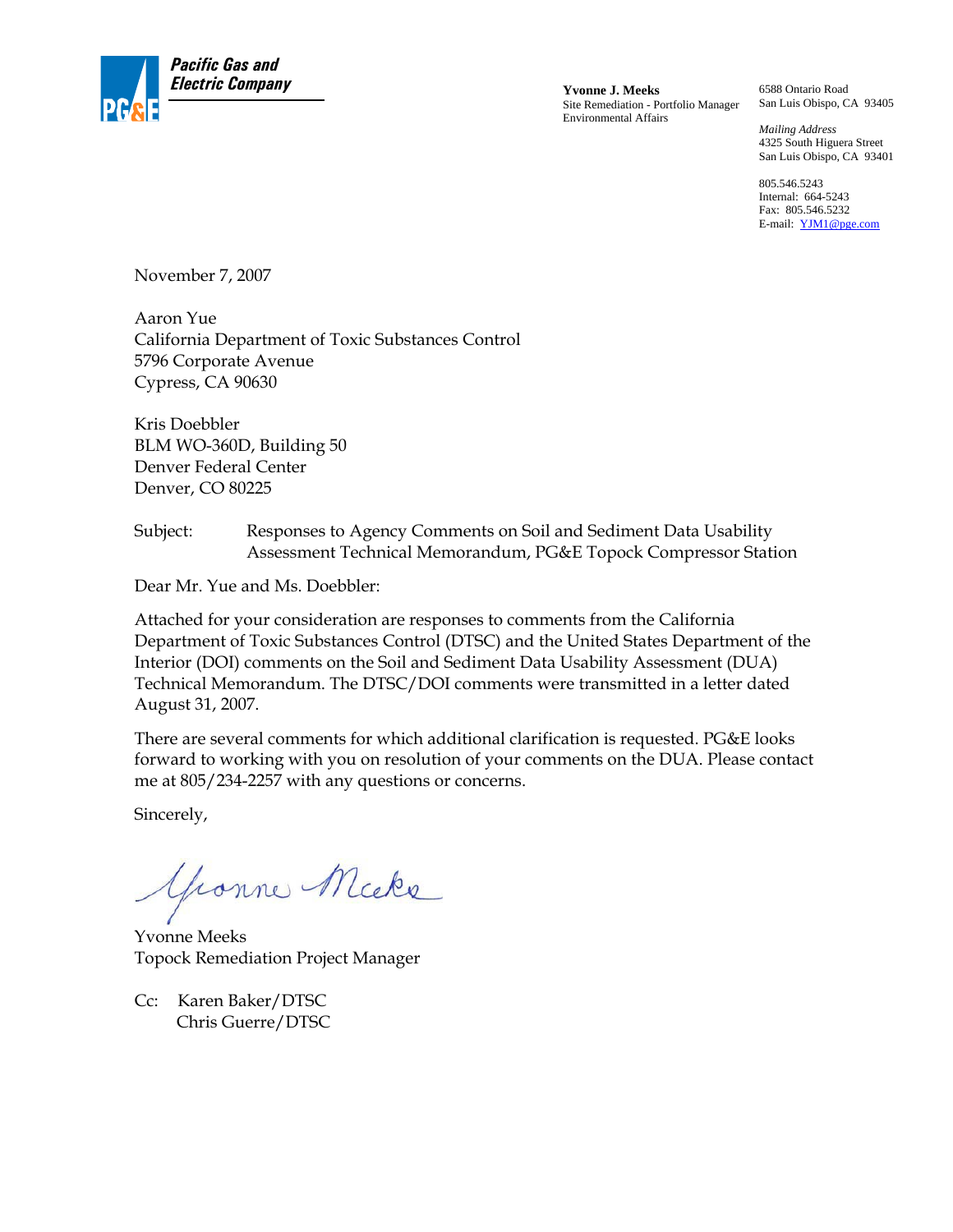**Pacific Gas and Electric Company**

**Yvonne J. Meeks**
Site Remediation - Portfolio Manager
Environmental Affairs

6588 Ontario Road
San Luis Obispo, CA 93405

*Mailing Address*
4325 South Higuera Street
San Luis Obispo, CA 93401

805.546.5243
Internal: 664-5243
Fax: 805.546.5232
E-mail: YJM1@pge.com

November 7, 2007

Aaron Yue
California Department of Toxic Substances Control
5796 Corporate Avenue
Cypress, CA 90630

Kris Doebbler
BLM WO-360D, Building 50
Denver Federal Center
Denver, CO 80225

Subject: Responses to Agency Comments on Soil and Sediment Data Usability Assessment Technical Memorandum, PG&E Topock Compressor Station

Dear Mr. Yue and Ms. Doebbler:

Attached for your consideration are responses to comments from the California Department of Toxic Substances Control (DTSC) and the United States Department of the Interior (DOI) comments on the Soil and Sediment Data Usability Assessment (DUA) Technical Memorandum. The DTSC/DOI comments were transmitted in a letter dated August 31, 2007.

There are several comments for which additional clarification is requested. PG&E looks forward to working with you on resolution of your comments on the DUA. Please contact me at 805/234-2257 with any questions or concerns.

Sincerely,

Yvonne Meeks
Topock Remediation Project Manager

Cc: Karen Baker/DTSC
Chris Guerre/DTSC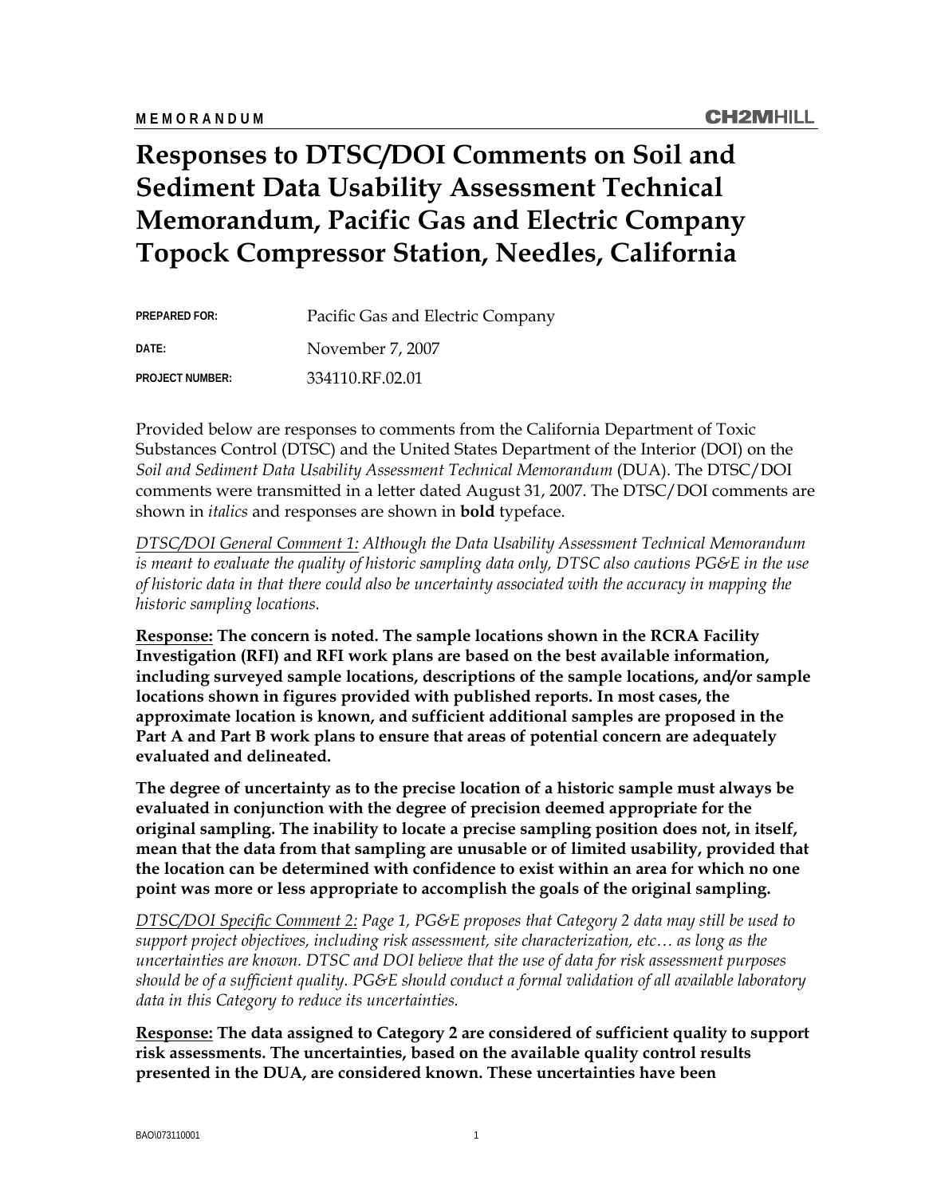**MEMORANDUM**

# Responses to DTSC/DOI Comments on Soil and Sediment Data Usability Assessment Technical Memorandum, Pacific Gas and Electric Company Topock Compressor Station, Needles, California

| | |
|---|---|
| PREPARED FOR: | Pacific Gas and Electric Company |
| DATE: | November 7, 2007 |
| PROJECT NUMBER: | 334110.RF.02.01 |

Provided below are responses to comments from the California Department of Toxic Substances Control (DTSC) and the United States Department of the Interior (DOI) on the *Soil and Sediment Data Usability Assessment Technical Memorandum* (DUA). The DTSC/DOI comments were transmitted in a letter dated August 31, 2007. The DTSC/DOI comments are shown in *italics* and responses are shown in **bold** typeface.

<u>DTSC/DOI General Comment 1:</u> *Although the Data Usability Assessment Technical Memorandum is meant to evaluate the quality of historic sampling data only, DTSC also cautions PG&E in the use of historic data in that there could also be uncertainty associated with the accuracy in mapping the historic sampling locations.*

**<u>Response:</u> The concern is noted. The sample locations shown in the RCRA Facility Investigation (RFI) and RFI work plans are based on the best available information, including surveyed sample locations, descriptions of the sample locations, and/or sample locations shown in figures provided with published reports. In most cases, the approximate location is known, and sufficient additional samples are proposed in the Part A and Part B work plans to ensure that areas of potential concern are adequately evaluated and delineated.**

**The degree of uncertainty as to the precise location of a historic sample must always be evaluated in conjunction with the degree of precision deemed appropriate for the original sampling. The inability to locate a precise sampling position does not, in itself, mean that the data from that sampling are unusable or of limited usability, provided that the location can be determined with confidence to exist within an area for which no one point was more or less appropriate to accomplish the goals of the original sampling.**

<u>DTSC/DOI Specific Comment 2:</u> *Page 1, PG&E proposes that Category 2 data may still be used to support project objectives, including risk assessment, site characterization, etc… as long as the uncertainties are known. DTSC and DOI believe that the use of data for risk assessment purposes should be of a sufficient quality. PG&E should conduct a formal validation of all available laboratory data in this Category to reduce its uncertainties.*

**<u>Response:</u> The data assigned to Category 2 are considered of sufficient quality to support risk assessments. The uncertainties, based on the available quality control results presented in the DUA, are considered known. These uncertainties have been**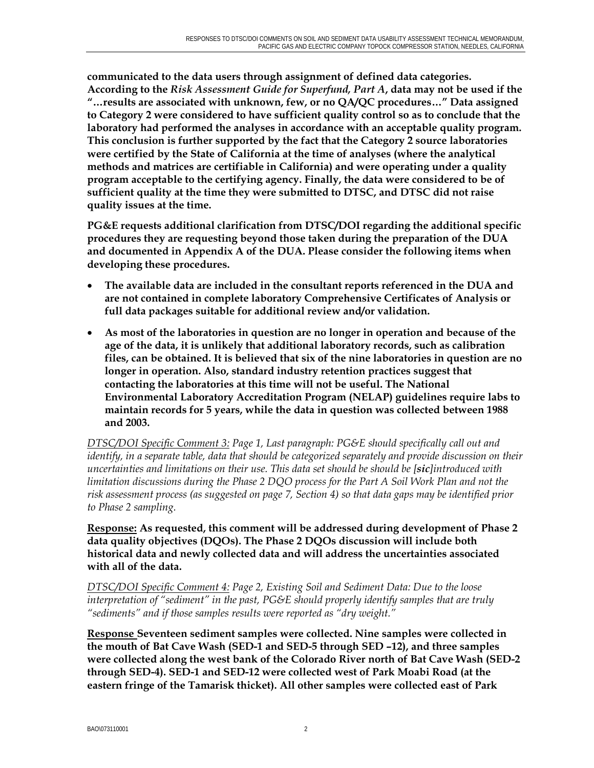**communicated to the data users through assignment of defined data categories. According to the *Risk Assessment Guide for Superfund, Part A*, data may not be used if the "…results are associated with unknown, few, or no QA/QC procedures…" Data assigned to Category 2 were considered to have sufficient quality control so as to conclude that the laboratory had performed the analyses in accordance with an acceptable quality program. This conclusion is further supported by the fact that the Category 2 source laboratories were certified by the State of California at the time of analyses (where the analytical methods and matrices are certifiable in California) and were operating under a quality program acceptable to the certifying agency. Finally, the data were considered to be of sufficient quality at the time they were submitted to DTSC, and DTSC did not raise quality issues at the time.**

**PG&E requests additional clarification from DTSC/DOI regarding the additional specific procedures they are requesting beyond those taken during the preparation of the DUA and documented in Appendix A of the DUA. Please consider the following items when developing these procedures.**

- **The available data are included in the consultant reports referenced in the DUA and are not contained in complete laboratory Comprehensive Certificates of Analysis or full data packages suitable for additional review and/or validation.**
- **As most of the laboratories in question are no longer in operation and because of the age of the data, it is unlikely that additional laboratory records, such as calibration files, can be obtained. It is believed that six of the nine laboratories in question are no longer in operation. Also, standard industry retention practices suggest that contacting the laboratories at this time will not be useful. The National Environmental Laboratory Accreditation Program (NELAP) guidelines require labs to maintain records for 5 years, while the data in question was collected between 1988 and 2003.**

*<u>DTSC/DOI Specific Comment 3:</u> Page 1, Last paragraph: PG&E should specifically call out and identify, in a separate table, data that should be categorized separately and provide discussion on their uncertainties and limitations on their use. This data set should be should be [**sic**]introduced with limitation discussions during the Phase 2 DQO process for the Part A Soil Work Plan and not the risk assessment process (as suggested on page 7, Section 4) so that data gaps may be identified prior to Phase 2 sampling.*

**<u>Response:</u> As requested, this comment will be addressed during development of Phase 2 data quality objectives (DQOs). The Phase 2 DQOs discussion will include both historical data and newly collected data and will address the uncertainties associated with all of the data.**

*<u>DTSC/DOI Specific Comment 4:</u> Page 2, Existing Soil and Sediment Data: Due to the loose interpretation of "sediment" in the past, PG&E should properly identify samples that are truly "sediments" and if those samples results were reported as "dry weight."*

**<u>Response</u> Seventeen sediment samples were collected. Nine samples were collected in the mouth of Bat Cave Wash (SED-1 and SED-5 through SED –12), and three samples were collected along the west bank of the Colorado River north of Bat Cave Wash (SED-2 through SED-4). SED-1 and SED-12 were collected west of Park Moabi Road (at the eastern fringe of the Tamarisk thicket). All other samples were collected east of Park**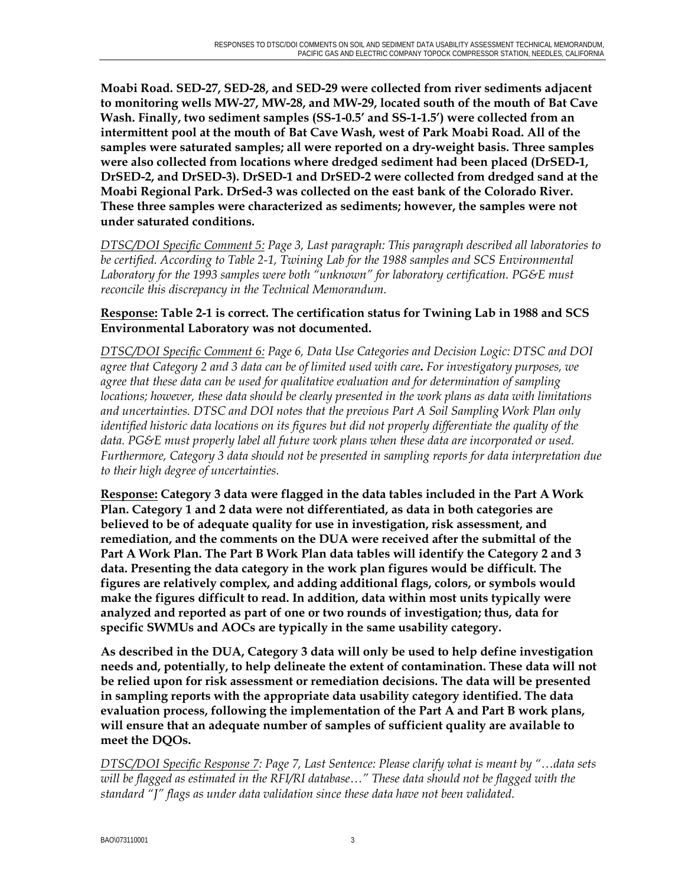**Moabi Road. SED-27, SED-28, and SED-29 were collected from river sediments adjacent to monitoring wells MW-27, MW-28, and MW-29, located south of the mouth of Bat Cave Wash. Finally, two sediment samples (SS-1-0.5' and SS-1-1.5') were collected from an intermittent pool at the mouth of Bat Cave Wash, west of Park Moabi Road. All of the samples were saturated samples; all were reported on a dry-weight basis. Three samples were also collected from locations where dredged sediment had been placed (DrSED-1, DrSED-2, and DrSED-3). DrSED-1 and DrSED-2 were collected from dredged sand at the Moabi Regional Park. DrSed-3 was collected on the east bank of the Colorado River. These three samples were characterized as sediments; however, the samples were not under saturated conditions.**

*<u>DTSC/DOI Specific Comment 5:</u> Page 3, Last paragraph: This paragraph described all laboratories to be certified. According to Table 2-1, Twining Lab for the 1988 samples and SCS Environmental Laboratory for the 1993 samples were both "unknown" for laboratory certification. PG&E must reconcile this discrepancy in the Technical Memorandum.*

**<u>Response:</u> Table 2-1 is correct. The certification status for Twining Lab in 1988 and SCS Environmental Laboratory was not documented.**

*<u>DTSC/DOI Specific Comment 6:</u> Page 6, Data Use Categories and Decision Logic: DTSC and DOI agree that Category 2 and 3 data can be of limited used with care. For investigatory purposes, we agree that these data can be used for qualitative evaluation and for determination of sampling locations; however, these data should be clearly presented in the work plans as data with limitations and uncertainties. DTSC and DOI notes that the previous Part A Soil Sampling Work Plan only identified historic data locations on its figures but did not properly differentiate the quality of the data. PG&E must properly label all future work plans when these data are incorporated or used. Furthermore, Category 3 data should not be presented in sampling reports for data interpretation due to their high degree of uncertainties.*

**<u>Response:</u> Category 3 data were flagged in the data tables included in the Part A Work Plan. Category 1 and 2 data were not differentiated, as data in both categories are believed to be of adequate quality for use in investigation, risk assessment, and remediation, and the comments on the DUA were received after the submittal of the Part A Work Plan. The Part B Work Plan data tables will identify the Category 2 and 3 data. Presenting the data category in the work plan figures would be difficult. The figures are relatively complex, and adding additional flags, colors, or symbols would make the figures difficult to read. In addition, data within most units typically were analyzed and reported as part of one or two rounds of investigation; thus, data for specific SWMUs and AOCs are typically in the same usability category.**

**As described in the DUA, Category 3 data will only be used to help define investigation needs and, potentially, to help delineate the extent of contamination. These data will not be relied upon for risk assessment or remediation decisions. The data will be presented in sampling reports with the appropriate data usability category identified. The data evaluation process, following the implementation of the Part A and Part B work plans, will ensure that an adequate number of samples of sufficient quality are available to meet the DQOs.**

*<u>DTSC/DOI Specific Response 7:</u> Page 7, Last Sentence: Please clarify what is meant by "…data sets will be flagged as estimated in the RFI/RI database…" These data should not be flagged with the standard "J" flags as under data validation since these data have not been validated.*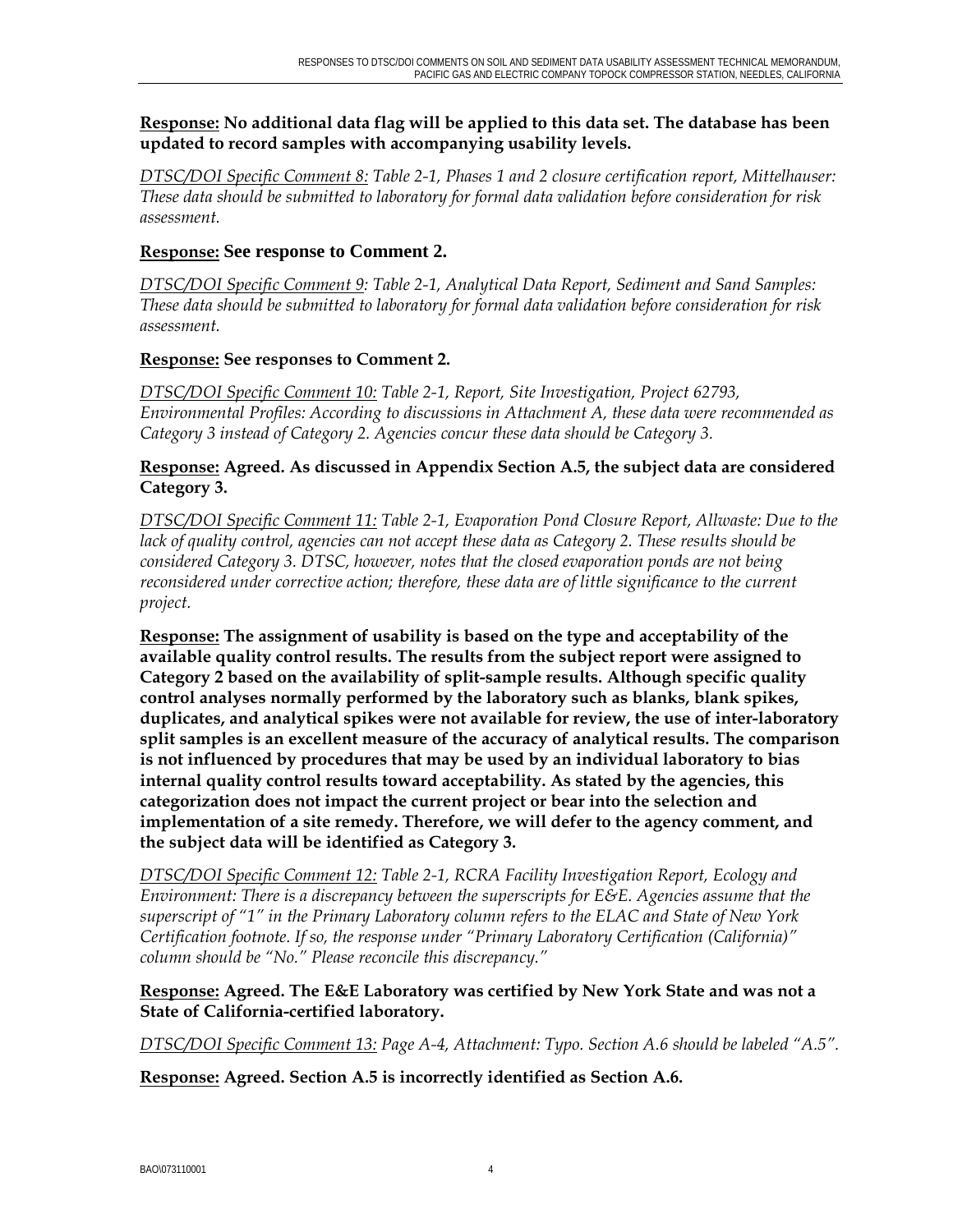**Response: No additional data flag will be applied to this data set. The database has been updated to record samples with accompanying usability levels.**

*DTSC/DOI Specific Comment 8: Table 2-1, Phases 1 and 2 closure certification report, Mittelhauser: These data should be submitted to laboratory for formal data validation before consideration for risk assessment.*

**Response: See response to Comment 2.**

*DTSC/DOI Specific Comment 9: Table 2-1, Analytical Data Report, Sediment and Sand Samples: These data should be submitted to laboratory for formal data validation before consideration for risk assessment.*

**Response: See responses to Comment 2.**

*DTSC/DOI Specific Comment 10: Table 2-1, Report, Site Investigation, Project 62793, Environmental Profiles: According to discussions in Attachment A, these data were recommended as Category 3 instead of Category 2. Agencies concur these data should be Category 3.*

**Response: Agreed. As discussed in Appendix Section A.5, the subject data are considered Category 3.**

*DTSC/DOI Specific Comment 11: Table 2-1, Evaporation Pond Closure Report, Allwaste: Due to the lack of quality control, agencies can not accept these data as Category 2. These results should be considered Category 3. DTSC, however, notes that the closed evaporation ponds are not being reconsidered under corrective action; therefore, these data are of little significance to the current project.*

**Response: The assignment of usability is based on the type and acceptability of the available quality control results. The results from the subject report were assigned to Category 2 based on the availability of split-sample results. Although specific quality control analyses normally performed by the laboratory such as blanks, blank spikes, duplicates, and analytical spikes were not available for review, the use of inter-laboratory split samples is an excellent measure of the accuracy of analytical results. The comparison is not influenced by procedures that may be used by an individual laboratory to bias internal quality control results toward acceptability. As stated by the agencies, this categorization does not impact the current project or bear into the selection and implementation of a site remedy. Therefore, we will defer to the agency comment, and the subject data will be identified as Category 3.**

*DTSC/DOI Specific Comment 12: Table 2-1, RCRA Facility Investigation Report, Ecology and Environment: There is a discrepancy between the superscripts for E&E. Agencies assume that the superscript of "1" in the Primary Laboratory column refers to the ELAC and State of New York Certification footnote. If so, the response under "Primary Laboratory Certification (California)" column should be "No." Please reconcile this discrepancy."*

**Response: Agreed. The E&E Laboratory was certified by New York State and was not a State of California-certified laboratory.**

*DTSC/DOI Specific Comment 13: Page A-4, Attachment: Typo. Section A.6 should be labeled "A.5".*

**Response: Agreed. Section A.5 is incorrectly identified as Section A.6.**